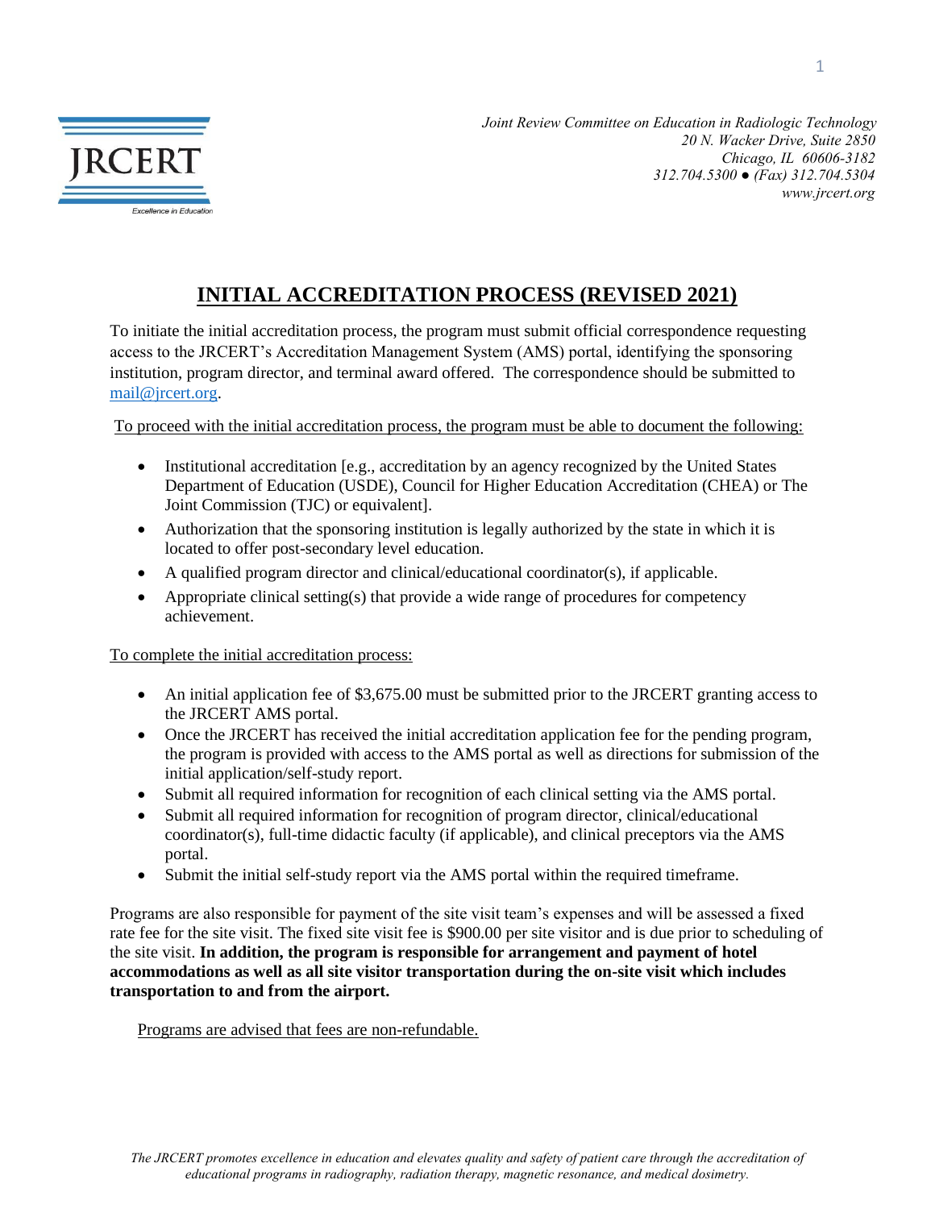*Joint Review Committee on Education in Radiologic Technology*
*20 N. Wacker Drive, Suite 2850*
*Chicago, IL 60606-3182*
*312.704.5300 ● (Fax) 312.704.5304*
*www.jrcert.org*

# INITIAL ACCREDITATION PROCESS (REVISED 2021)

To initiate the initial accreditation process, the program must submit official correspondence requesting access to the JRCERT's Accreditation Management System (AMS) portal, identifying the sponsoring institution, program director, and terminal award offered. The correspondence should be submitted to mail@jrcert.org.

To proceed with the initial accreditation process, the program must be able to document the following:

- Institutional accreditation [e.g., accreditation by an agency recognized by the United States Department of Education (USDE), Council for Higher Education Accreditation (CHEA) or The Joint Commission (TJC) or equivalent].
- Authorization that the sponsoring institution is legally authorized by the state in which it is located to offer post-secondary level education.
- A qualified program director and clinical/educational coordinator(s), if applicable.
- Appropriate clinical setting(s) that provide a wide range of procedures for competency achievement.

To complete the initial accreditation process:

- An initial application fee of $3,675.00 must be submitted prior to the JRCERT granting access to the JRCERT AMS portal.
- Once the JRCERT has received the initial accreditation application fee for the pending program, the program is provided with access to the AMS portal as well as directions for submission of the initial application/self-study report.
- Submit all required information for recognition of each clinical setting via the AMS portal.
- Submit all required information for recognition of program director, clinical/educational coordinator(s), full-time didactic faculty (if applicable), and clinical preceptors via the AMS portal.
- Submit the initial self-study report via the AMS portal within the required timeframe.

Programs are also responsible for payment of the site visit team's expenses and will be assessed a fixed rate fee for the site visit. The fixed site visit fee is $900.00 per site visitor and is due prior to scheduling of the site visit. **In addition, the program is responsible for arrangement and payment of hotel accommodations as well as all site visitor transportation during the on-site visit which includes transportation to and from the airport.**

Programs are advised that fees are non-refundable.

*The JRCERT promotes excellence in education and elevates quality and safety of patient care through the accreditation of educational programs in radiography, radiation therapy, magnetic resonance, and medical dosimetry.*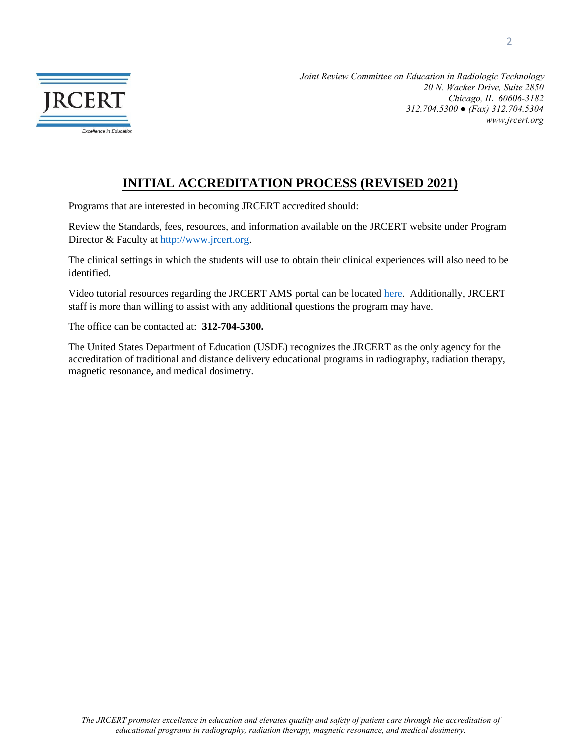JRCERT

Excellence in Education

*Joint Review Committee on Education in Radiologic Technology*
*20 N. Wacker Drive, Suite 2850*
*Chicago, IL 60606-3182*
*312.704.5300 ● (Fax) 312.704.5304*
*www.jrcert.org*

# INITIAL ACCREDITATION PROCESS (REVISED 2021)

Programs that are interested in becoming JRCERT accredited should:

Review the Standards, fees, resources, and information available on the JRCERT website under Program Director & Faculty at [http://www.jrcert.org](http://www.jrcert.org).

The clinical settings in which the students will use to obtain their clinical experiences will also need to be identified.

Video tutorial resources regarding the JRCERT AMS portal can be located here. Additionally, JRCERT staff is more than willing to assist with any additional questions the program may have.

The office can be contacted at: **312-704-5300.**

The United States Department of Education (USDE) recognizes the JRCERT as the only agency for the accreditation of traditional and distance delivery educational programs in radiography, radiation therapy, magnetic resonance, and medical dosimetry.

*The JRCERT promotes excellence in education and elevates quality and safety of patient care through the accreditation of educational programs in radiography, radiation therapy, magnetic resonance, and medical dosimetry.*